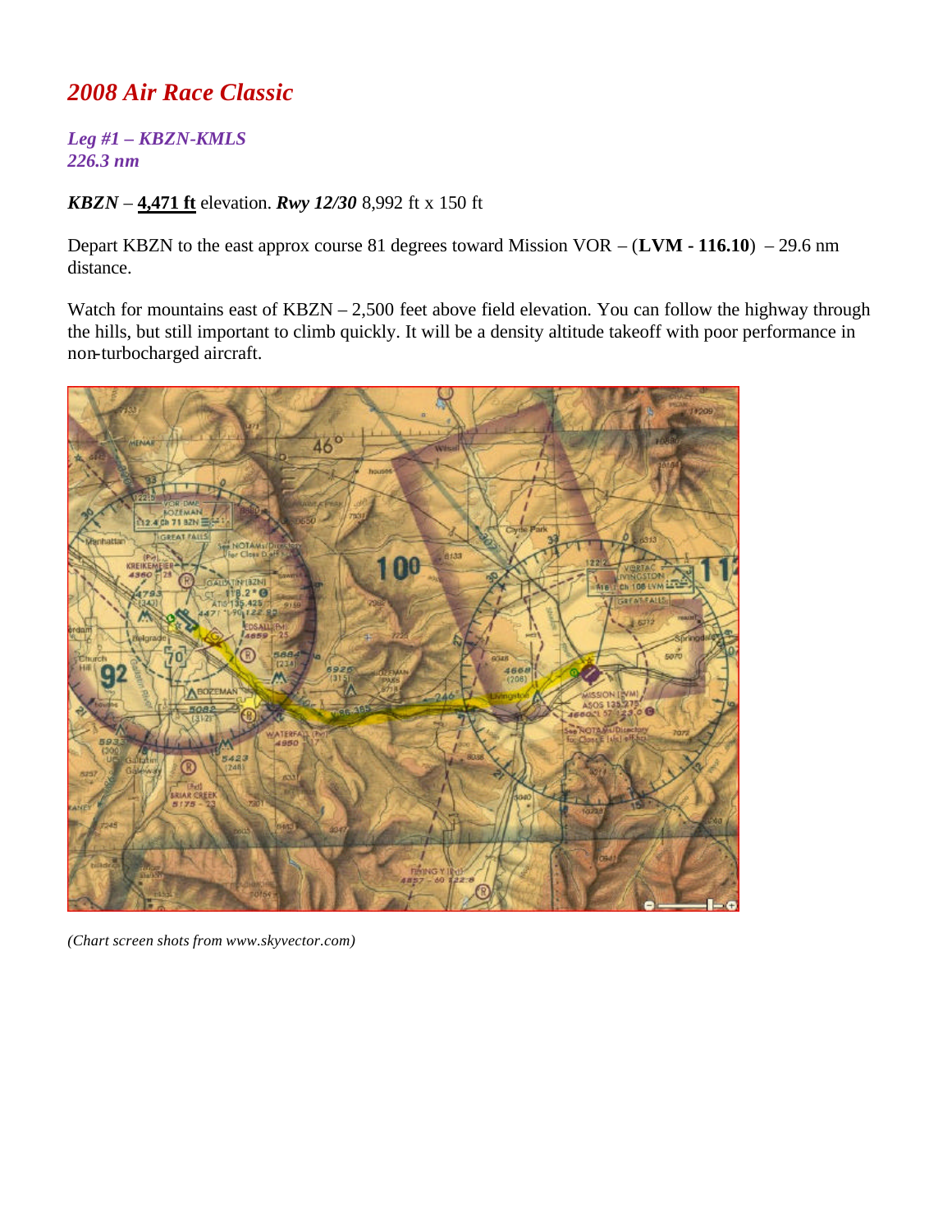# *2008 Air Race Classic*

***Leg #1 – KBZN-KMLS***
***226.3 nm***

***KBZN*** – **4,471 ft** elevation. ***Rwy 12/30*** 8,992 ft x 150 ft

Depart KBZN to the east approx course 81 degrees toward Mission VOR – (**LVM - 116.10**) – 29.6 nm distance.

Watch for mountains east of KBZN – 2,500 feet above field elevation. You can follow the highway through the hills, but still important to climb quickly. It will be a density altitude takeoff with poor performance in non-turbocharged aircraft.

*(Chart screen shots from www.skyvector.com)*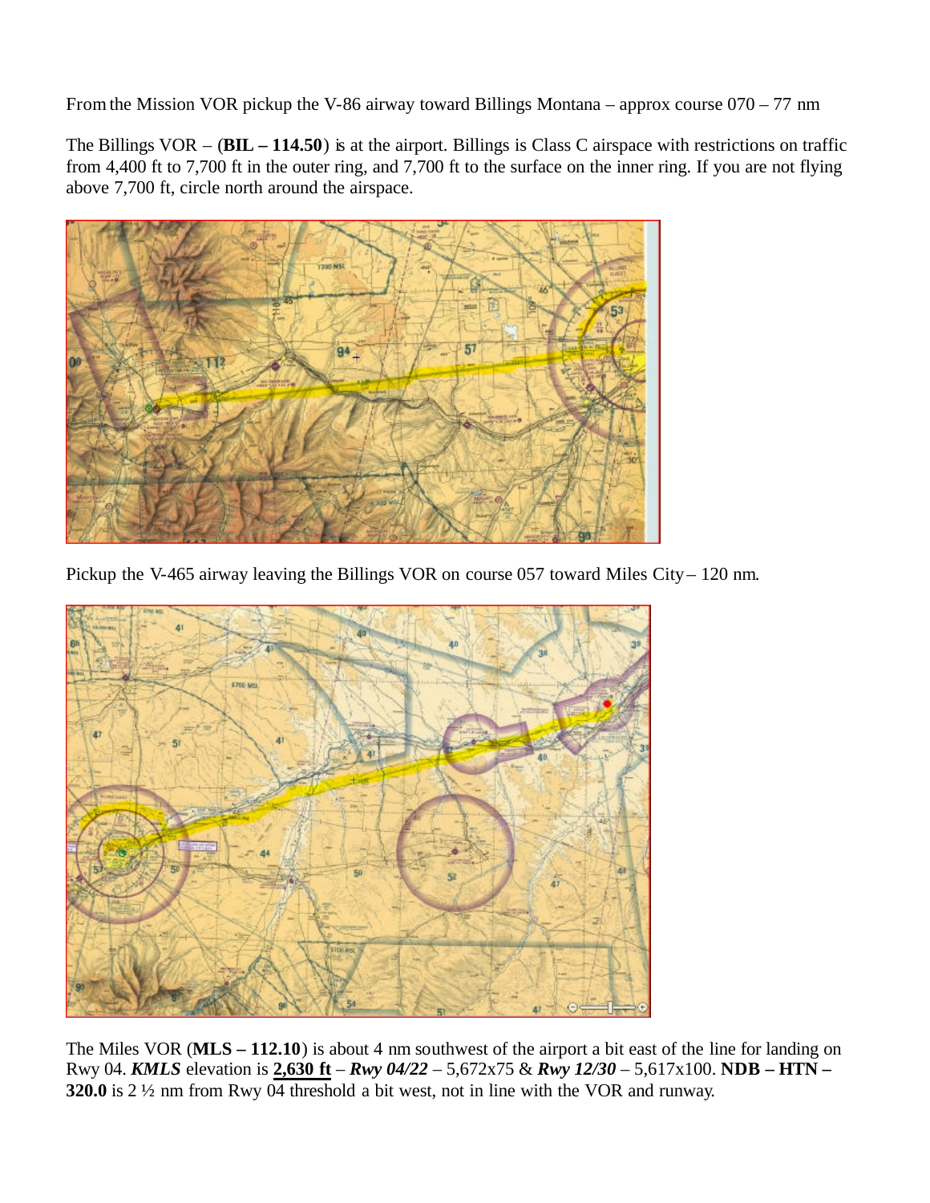From the Mission VOR pickup the V-86 airway toward Billings Montana – approx course 070 – 77 nm

The Billings VOR – (**BIL – 114.50**) is at the airport. Billings is Class C airspace with restrictions on traffic from 4,400 ft to 7,700 ft in the outer ring, and 7,700 ft to the surface on the inner ring. If you are not flying above 7,700 ft, circle north around the airspace.

Pickup the V-465 airway leaving the Billings VOR on course 057 toward Miles City – 120 nm.

The Miles VOR (**MLS – 112.10**) is about 4 nm southwest of the airport a bit east of the line for landing on Rwy 04. ***KMLS*** elevation is **2,630 ft** – ***Rwy 04/22*** – 5,672x75 & ***Rwy 12/30*** – 5,617x100. **NDB – HTN – 320.0** is 2 ½ nm from Rwy 04 threshold a bit west, not in line with the VOR and runway.